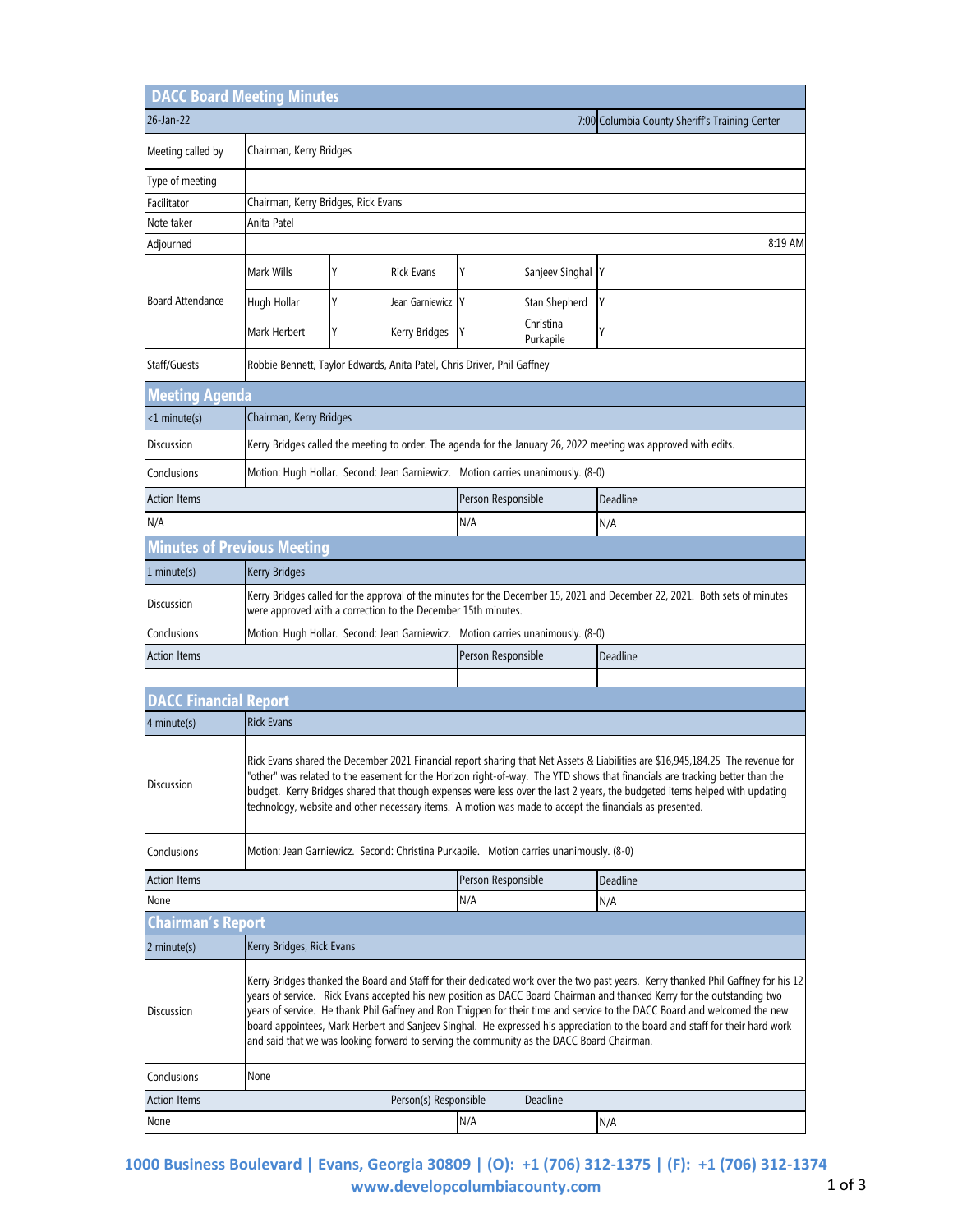# DACC Board Meeting Minutes

| 26-Jan-22 | 7:00 | Columbia County Sheriff's Training Center |
|---|---|---|

| | |
|---|---|
| Meeting called by | Chairman, Kerry Bridges |
| Type of meeting | |
| Facilitator | Chairman, Kerry Bridges, Rick Evans |
| Note taker | Anita Patel |
| Adjourned | 8:19 AM |

| Board Attendance | | | | | | |
|---|---|---|---|---|---|---|
| | Mark Wills | Y | Rick Evans | Y | Sanjeev Singhal | Y |
| | Hugh Hollar | Y | Jean Garniewicz | Y | Stan Shepherd | Y |
| | Mark Herbert | Y | Kerry Bridges | Y | Christina Purkapile | Y |

| | |
|---|---|
| Staff/Guests | Robbie Bennett, Taylor Edwards, Anita Patel, Chris Driver, Phil Gaffney |

## Meeting Agenda

| | |
|---|---|
| <1 minute(s) | Chairman, Kerry Bridges |
| Discussion | Kerry Bridges called the meeting to order. The agenda for the January 26, 2022 meeting was approved with edits. |
| Conclusions | Motion: Hugh Hollar. Second: Jean Garniewicz. Motion carries unanimously. (8-0) |

| Action Items | Person Responsible | Deadline |
|---|---|---|
| N/A | N/A | N/A |

## Minutes of Previous Meeting

| | |
|---|---|
| 1 minute(s) | Kerry Bridges |
| Discussion | Kerry Bridges called for the approval of the minutes for the December 15, 2021 and December 22, 2021. Both sets of minutes were approved with a correction to the December 15th minutes. |
| Conclusions | Motion: Hugh Hollar. Second: Jean Garniewicz. Motion carries unanimously. (8-0) |

| Action Items | Person Responsible | Deadline |
|---|---|---|
| | | |

## DACC Financial Report

| | |
|---|---|
| 4 minute(s) | Rick Evans |
| Discussion | Rick Evans shared the December 2021 Financial report sharing that Net Assets & Liabilities are $16,945,184.25 The revenue for "other" was related to the easement for the Horizon right-of-way. The YTD shows that financials are tracking better than the budget. Kerry Bridges shared that though expenses were less over the last 2 years, the budgeted items helped with updating technology, website and other necessary items. A motion was made to accept the financials as presented. |
| Conclusions | Motion: Jean Garniewicz. Second: Christina Purkapile. Motion carries unanimously. (8-0) |

| Action Items | Person Responsible | Deadline |
|---|---|---|
| None | N/A | N/A |

## Chairman's Report

| | |
|---|---|
| 2 minute(s) | Kerry Bridges, Rick Evans |
| Discussion | Kerry Bridges thanked the Board and Staff for their dedicated work over the two past years. Kerry thanked Phil Gaffney for his 12 years of service. Rick Evans accepted his new position as DACC Board Chairman and thanked Kerry for the outstanding two years of service. He thank Phil Gaffney and Ron Thigpen for their time and service to the DACC Board and welcomed the new board appointees, Mark Herbert and Sanjeev Singhal. He expressed his appreciation to the board and staff for their hard work and said that we was looking forward to serving the community as the DACC Board Chairman. |
| Conclusions | None |

| Action Items | Person(s) Responsible | Deadline |
|---|---|---|
| None | N/A | N/A |

1000 Business Boulevard | Evans, Georgia 30809 | (O): +1 (706) 312-1375 | (F): +1 (706) 312-1374
www.developcolumbiacounty.com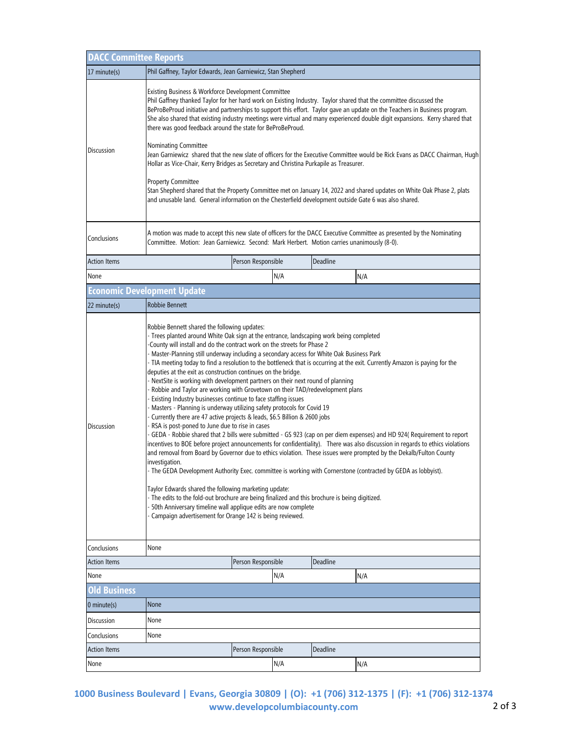## DACC Committee Reports

| | |
|---|---|
| 17 minute(s) | Phil Gaffney, Taylor Edwards, Jean Garniewicz, Stan Shepherd |
| Discussion | Existing Business & Workforce Development Committee<br>Phil Gaffney thanked Taylor for her hard work on Existing Industry. Taylor shared that the committee discussed the BeProBeProud initiative and partnerships to support this effort. Taylor gave an update on the Teachers in Business program. She also shared that existing industry meetings were virtual and many experienced double digit expansions. Kerry shared that there was good feedback around the state for BeProBeProud.<br><br>Nominating Committee<br>Jean Garniewicz shared that the new slate of officers for the Executive Committee would be Rick Evans as DACC Chairman, Hugh Hollar as Vice-Chair, Kerry Bridges as Secretary and Christina Purkapile as Treasurer.<br><br>Property Committee<br>Stan Shepherd shared that the Property Committee met on January 14, 2022 and shared updates on White Oak Phase 2, plats and unusable land. General information on the Chesterfield development outside Gate 6 was also shared. |
| Conclusions | A motion was made to accept this new slate of officers for the DACC Executive Committee as presented by the Nominating Committee. Motion: Jean Garniewicz. Second: Mark Herbert. Motion carries unanimously (8-0). |

| Action Items | Person Responsible | Deadline |
|---|---|---|
| None | N/A | N/A |

## Economic Development Update

| | |
|---|---|
| 22 minute(s) | Robbie Bennett |
| Discussion | Robbie Bennett shared the following updates:<br>- Trees planted around White Oak sign at the entrance, landscaping work being completed<br>-County will install and do the contract work on the streets for Phase 2<br>- Master-Planning still underway including a secondary access for White Oak Business Park<br>- TIA meeting today to find a resolution to the bottleneck that is occurring at the exit. Currently Amazon is paying for the deputies at the exit as construction continues on the bridge.<br>- NextSite is working with development partners on their next round of planning<br>- Robbie and Taylor are working with Grovetown on their TAD/redevelopment plans<br>- Existing Industry businesses continue to face staffing issues<br>- Masters - Planning is underway utilizing safety protocols for Covid 19<br>- Currently there are 47 active projects & leads, $6.5 Billion & 2600 jobs<br>- RSA is post-poned to June due to rise in cases<br>- GEDA - Robbie shared that 2 bills were submitted - GS 923 (cap on per diem expenses) and HD 924( Requirement to report incentives to BOE before project announcements for confidentiality). There was also discussion in regards to ethics violations and removal from Board by Governor due to ethics violation. These issues were prompted by the Dekalb/Fulton County investigation.<br>- The GEDA Development Authority Exec. committee is working with Cornerstone (contracted by GEDA as lobbyist).<br><br>Taylor Edwards shared the following marketing update:<br>- The edits to the fold-out brochure are being finalized and this brochure is being digitized.<br>- 50th Anniversary timeline wall applique edits are now complete<br>- Campaign advertisement for Orange 142 is being reviewed. |
| Conclusions | None |

| Action Items | Person Responsible | Deadline |
|---|---|---|
| None | N/A | N/A |

## Old Business

| | |
|---|---|
| 0 minute(s) | None |
| Discussion | None |
| Conclusions | None |

| Action Items | Person Responsible | Deadline |
|---|---|---|
| None | N/A | N/A |

**1000 Business Boulevard | Evans, Georgia 30809 | (O): +1 (706) 312-1375 | (F): +1 (706) 312-1374**
**www.developcolumbiacounty.com**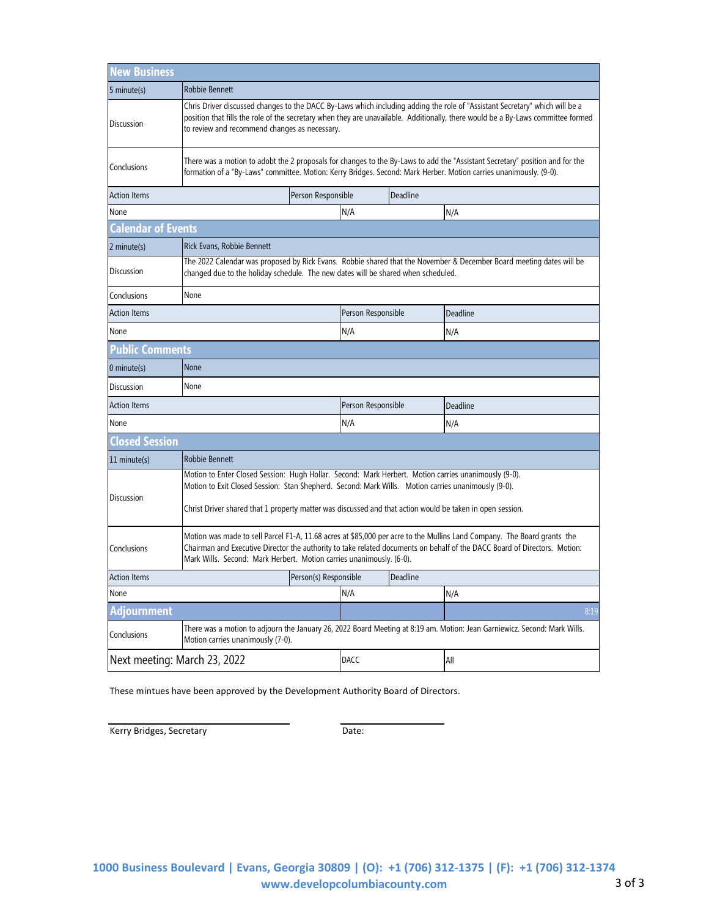## New Business

| | | | |
|---|---|---|---|
| 5 minute(s) | Robbie Bennett | | |
| Discussion | Chris Driver discussed changes to the DACC By-Laws which including adding the role of "Assistant Secretary" which will be a position that fills the role of the secretary when they are unavailable. Additionally, there would be a By-Laws committee formed to review and recommend changes as necessary. | | |
| Conclusions | There was a motion to adobt the 2 proposals for changes to the By-Laws to add the "Assistant Secretary" position and for the formation of a "By-Laws" committee. Motion: Kerry Bridges. Second: Mark Herber. Motion carries unanimously. (9-0). | | |
| Action Items | | Person Responsible | Deadline |
| None | | N/A | N/A |

## Calendar of Events

| | | | |
|---|---|---|---|
| 2 minute(s) | Rick Evans, Robbie Bennett | | |
| Discussion | The 2022 Calendar was proposed by Rick Evans. Robbie shared that the November & December Board meeting dates will be changed due to the holiday schedule. The new dates will be shared when scheduled. | | |
| Conclusions | None | | |
| Action Items | | Person Responsible | Deadline |
| None | | N/A | N/A |

## Public Comments

| | | | |
|---|---|---|---|
| 0 minute(s) | None | | |
| Discussion | None | | |
| Action Items | | Person Responsible | Deadline |
| None | | N/A | N/A |

## Closed Session

| | | | |
|---|---|---|---|
| 11 minute(s) | Robbie Bennett | | |
| Discussion | Motion to Enter Closed Session: Hugh Hollar. Second: Mark Herbert. Motion carries unanimously (9-0).<br>Motion to Exit Closed Session: Stan Shepherd. Second: Mark Wills. Motion carries unanimously (9-0).<br><br>Christ Driver shared that 1 property matter was discussed and that action would be taken in open session. | | |
| Conclusions | Motion was made to sell Parcel F1-A, 11.68 acres at $85,000 per acre to the Mullins Land Company. The Board grants the Chairman and Executive Director the authority to take related documents on behalf of the DACC Board of Directors. Motion: Mark Wills. Second: Mark Herbert. Motion carries unanimously. (6-0). | | |
| Action Items | | Person(s) Responsible | Deadline |
| None | | N/A | N/A |

## Adjournment

| | | | |
|---|---|---|---|
| | | | 8:19 |
| Conclusions | There was a motion to adjourn the January 26, 2022 Board Meeting at 8:19 am. Motion: Jean Garniewicz. Second: Mark Wills. Motion carries unanimously (7-0). | | |
| Next meeting: March 23, 2022 | | DACC | All |

These mintues have been approved by the Development Authority Board of Directors.

Kerry Bridges, Secretary

Date:

**1000 Business Boulevard | Evans, Georgia 30809 | (O): +1 (706) 312-1375 | (F): +1 (706) 312-1374**
**www.developcolumbiacounty.com**